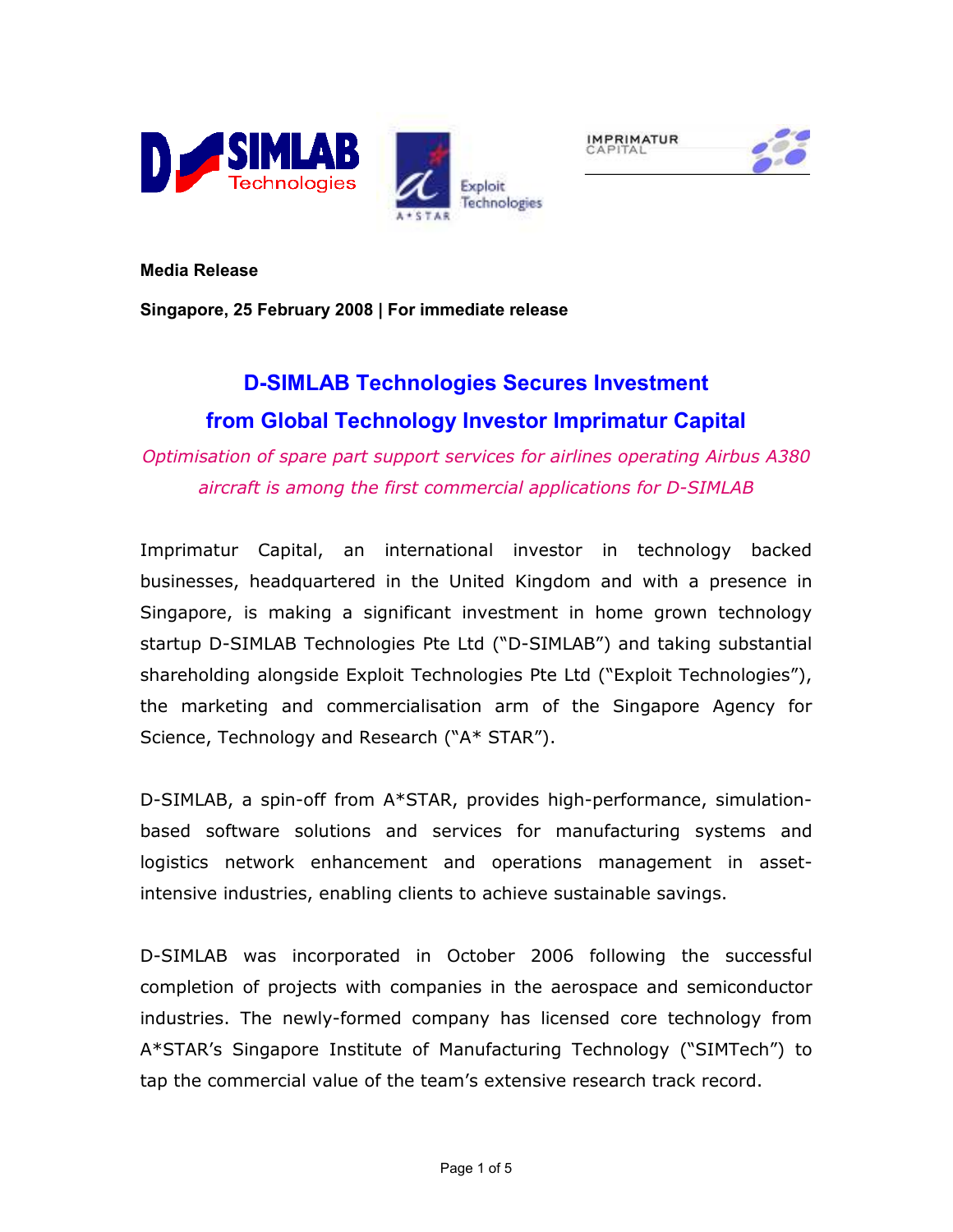**Media Release**

**Singapore, 25 February 2008 | For immediate release**

# D-SIMLAB Technologies Secures Investment from Global Technology Investor Imprimatur Capital

*Optimisation of spare part support services for airlines operating Airbus A380 aircraft is among the first commercial applications for D-SIMLAB*

Imprimatur Capital, an international investor in technology backed businesses, headquartered in the United Kingdom and with a presence in Singapore, is making a significant investment in home grown technology startup D-SIMLAB Technologies Pte Ltd ("D-SIMLAB") and taking substantial shareholding alongside Exploit Technologies Pte Ltd ("Exploit Technologies"), the marketing and commercialisation arm of the Singapore Agency for Science, Technology and Research ("A* STAR").

D-SIMLAB, a spin-off from A*STAR, provides high-performance, simulation-based software solutions and services for manufacturing systems and logistics network enhancement and operations management in asset-intensive industries, enabling clients to achieve sustainable savings.

D-SIMLAB was incorporated in October 2006 following the successful completion of projects with companies in the aerospace and semiconductor industries. The newly-formed company has licensed core technology from A*STAR's Singapore Institute of Manufacturing Technology ("SIMTech") to tap the commercial value of the team's extensive research track record.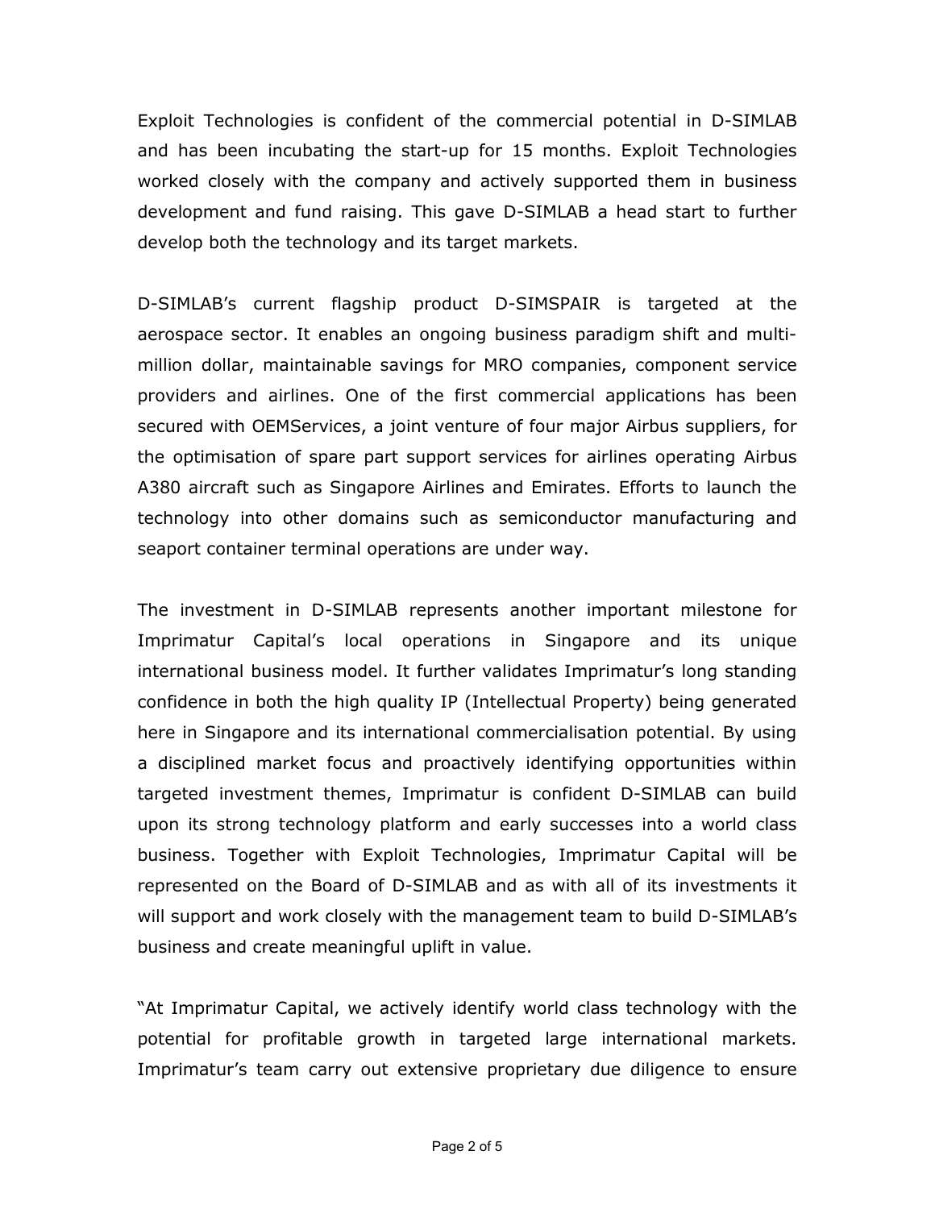Exploit Technologies is confident of the commercial potential in D-SIMLAB and has been incubating the start-up for 15 months. Exploit Technologies worked closely with the company and actively supported them in business development and fund raising. This gave D-SIMLAB a head start to further develop both the technology and its target markets.

D-SIMLAB's current flagship product D-SIMSPAIR is targeted at the aerospace sector. It enables an ongoing business paradigm shift and multi-million dollar, maintainable savings for MRO companies, component service providers and airlines. One of the first commercial applications has been secured with OEMServices, a joint venture of four major Airbus suppliers, for the optimisation of spare part support services for airlines operating Airbus A380 aircraft such as Singapore Airlines and Emirates. Efforts to launch the technology into other domains such as semiconductor manufacturing and seaport container terminal operations are under way.

The investment in D-SIMLAB represents another important milestone for Imprimatur Capital's local operations in Singapore and its unique international business model. It further validates Imprimatur's long standing confidence in both the high quality IP (Intellectual Property) being generated here in Singapore and its international commercialisation potential. By using a disciplined market focus and proactively identifying opportunities within targeted investment themes, Imprimatur is confident D-SIMLAB can build upon its strong technology platform and early successes into a world class business. Together with Exploit Technologies, Imprimatur Capital will be represented on the Board of D-SIMLAB and as with all of its investments it will support and work closely with the management team to build D-SIMLAB's business and create meaningful uplift in value.

"At Imprimatur Capital, we actively identify world class technology with the potential for profitable growth in targeted large international markets. Imprimatur's team carry out extensive proprietary due diligence to ensure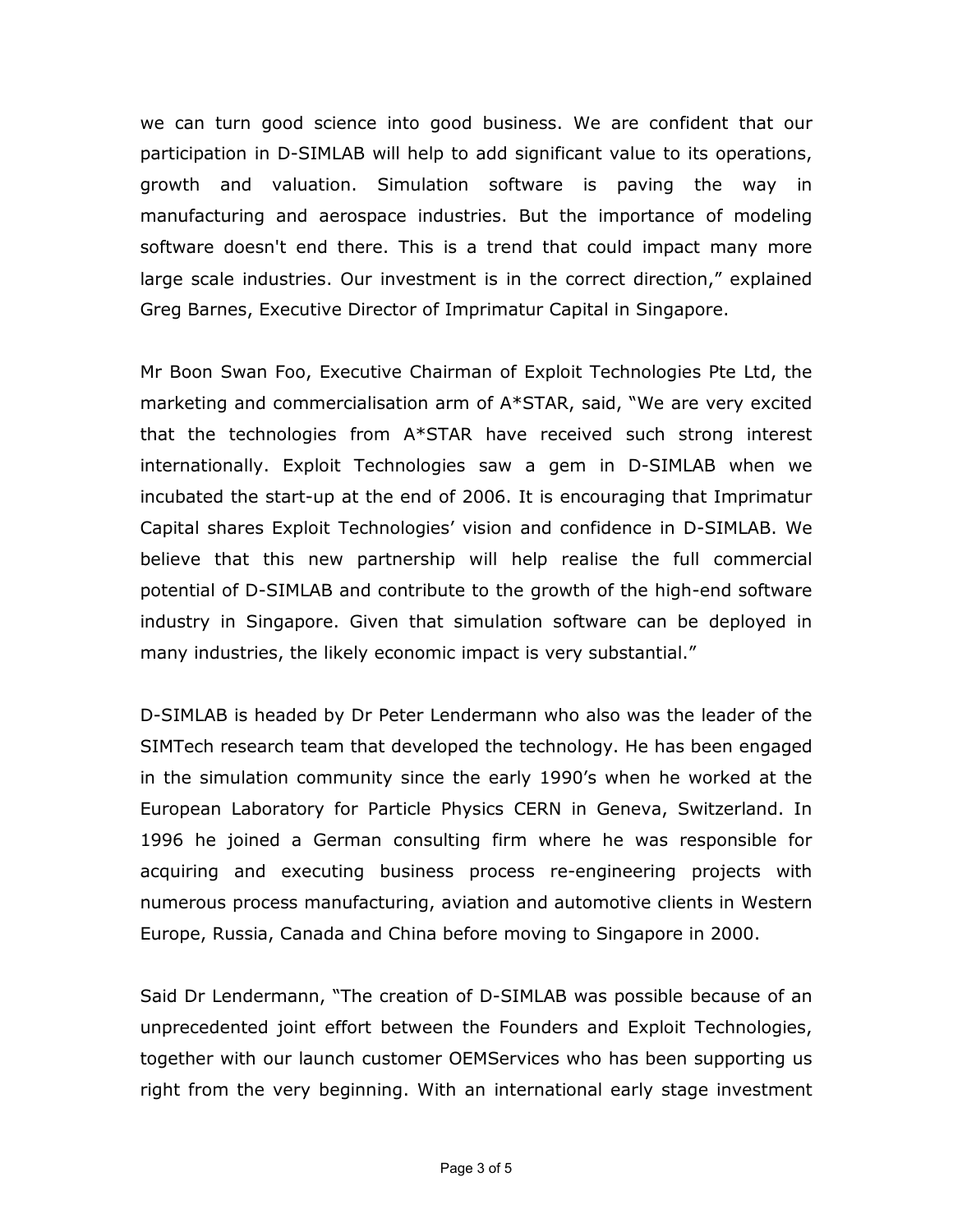we can turn good science into good business. We are confident that our participation in D-SIMLAB will help to add significant value to its operations, growth and valuation. Simulation software is paving the way in manufacturing and aerospace industries. But the importance of modeling software doesn't end there. This is a trend that could impact many more large scale industries. Our investment is in the correct direction," explained Greg Barnes, Executive Director of Imprimatur Capital in Singapore.

Mr Boon Swan Foo, Executive Chairman of Exploit Technologies Pte Ltd, the marketing and commercialisation arm of A*STAR, said, "We are very excited that the technologies from A*STAR have received such strong interest internationally. Exploit Technologies saw a gem in D-SIMLAB when we incubated the start-up at the end of 2006. It is encouraging that Imprimatur Capital shares Exploit Technologies' vision and confidence in D-SIMLAB. We believe that this new partnership will help realise the full commercial potential of D-SIMLAB and contribute to the growth of the high-end software industry in Singapore. Given that simulation software can be deployed in many industries, the likely economic impact is very substantial."

D-SIMLAB is headed by Dr Peter Lendermann who also was the leader of the SIMTech research team that developed the technology. He has been engaged in the simulation community since the early 1990's when he worked at the European Laboratory for Particle Physics CERN in Geneva, Switzerland. In 1996 he joined a German consulting firm where he was responsible for acquiring and executing business process re-engineering projects with numerous process manufacturing, aviation and automotive clients in Western Europe, Russia, Canada and China before moving to Singapore in 2000.

Said Dr Lendermann, "The creation of D-SIMLAB was possible because of an unprecedented joint effort between the Founders and Exploit Technologies, together with our launch customer OEMServices who has been supporting us right from the very beginning. With an international early stage investment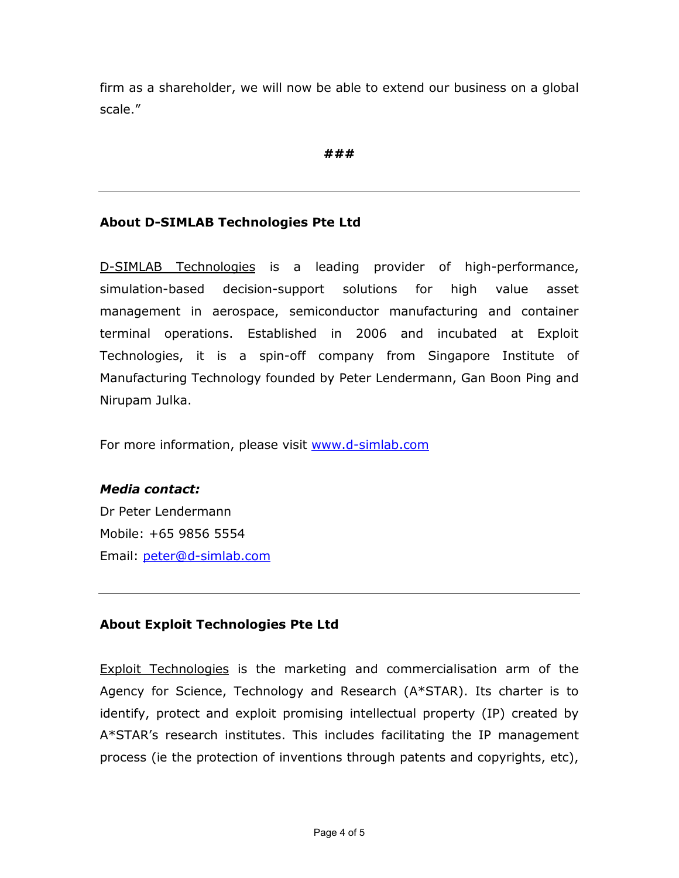firm as a shareholder, we will now be able to extend our business on a global scale."

###

---

**About D-SIMLAB Technologies Pte Ltd**

D-SIMLAB Technologies is a leading provider of high-performance, simulation-based decision-support solutions for high value asset management in aerospace, semiconductor manufacturing and container terminal operations. Established in 2006 and incubated at Exploit Technologies, it is a spin-off company from Singapore Institute of Manufacturing Technology founded by Peter Lendermann, Gan Boon Ping and Nirupam Julka.

For more information, please visit www.d-simlab.com

***Media contact:***
Dr Peter Lendermann
Mobile: +65 9856 5554
Email: peter@d-simlab.com

---

**About Exploit Technologies Pte Ltd**

Exploit Technologies is the marketing and commercialisation arm of the Agency for Science, Technology and Research (A*STAR). Its charter is to identify, protect and exploit promising intellectual property (IP) created by A*STAR's research institutes. This includes facilitating the IP management process (ie the protection of inventions through patents and copyrights, etc),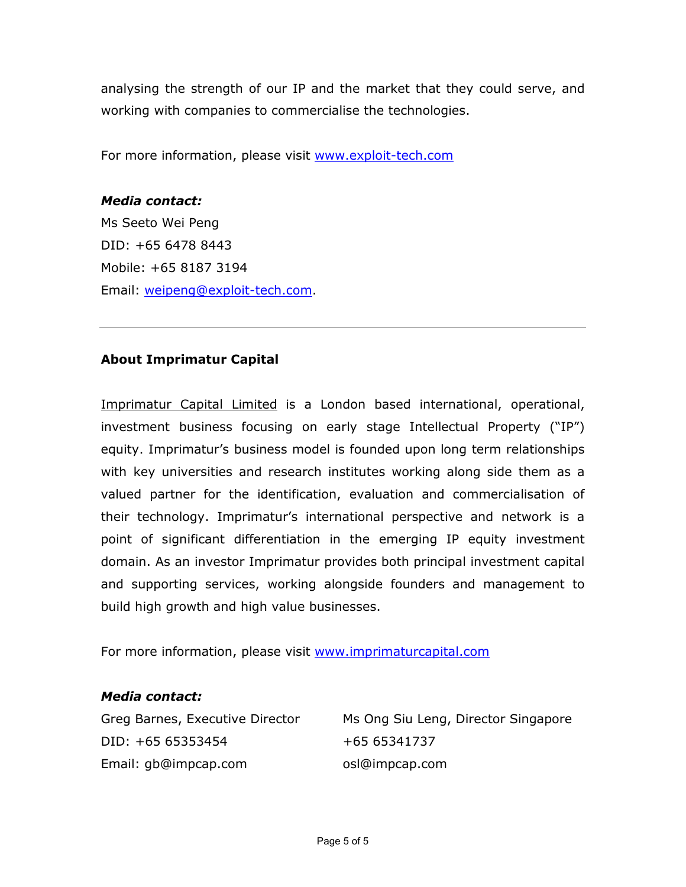analysing the strength of our IP and the market that they could serve, and working with companies to commercialise the technologies.

For more information, please visit [www.exploit-tech.com](http://www.exploit-tech.com)

***Media contact:***

Ms Seeto Wei Peng
DID: +65 6478 8443
Mobile: +65 8187 3194
Email: [weipeng@exploit-tech.com](mailto:weipeng@exploit-tech.com).

---

**About Imprimatur Capital**

Imprimatur Capital Limited is a London based international, operational, investment business focusing on early stage Intellectual Property ("IP") equity. Imprimatur's business model is founded upon long term relationships with key universities and research institutes working along side them as a valued partner for the identification, evaluation and commercialisation of their technology. Imprimatur's international perspective and network is a point of significant differentiation in the emerging IP equity investment domain. As an investor Imprimatur provides both principal investment capital and supporting services, working alongside founders and management to build high growth and high value businesses.

For more information, please visit [www.imprimaturcapital.com](http://www.imprimaturcapital.com)

***Media contact:***

Greg Barnes, Executive Director
DID: +65 65353454
Email: gb@impcap.com

Ms Ong Siu Leng, Director Singapore
+65 65341737
osl@impcap.com